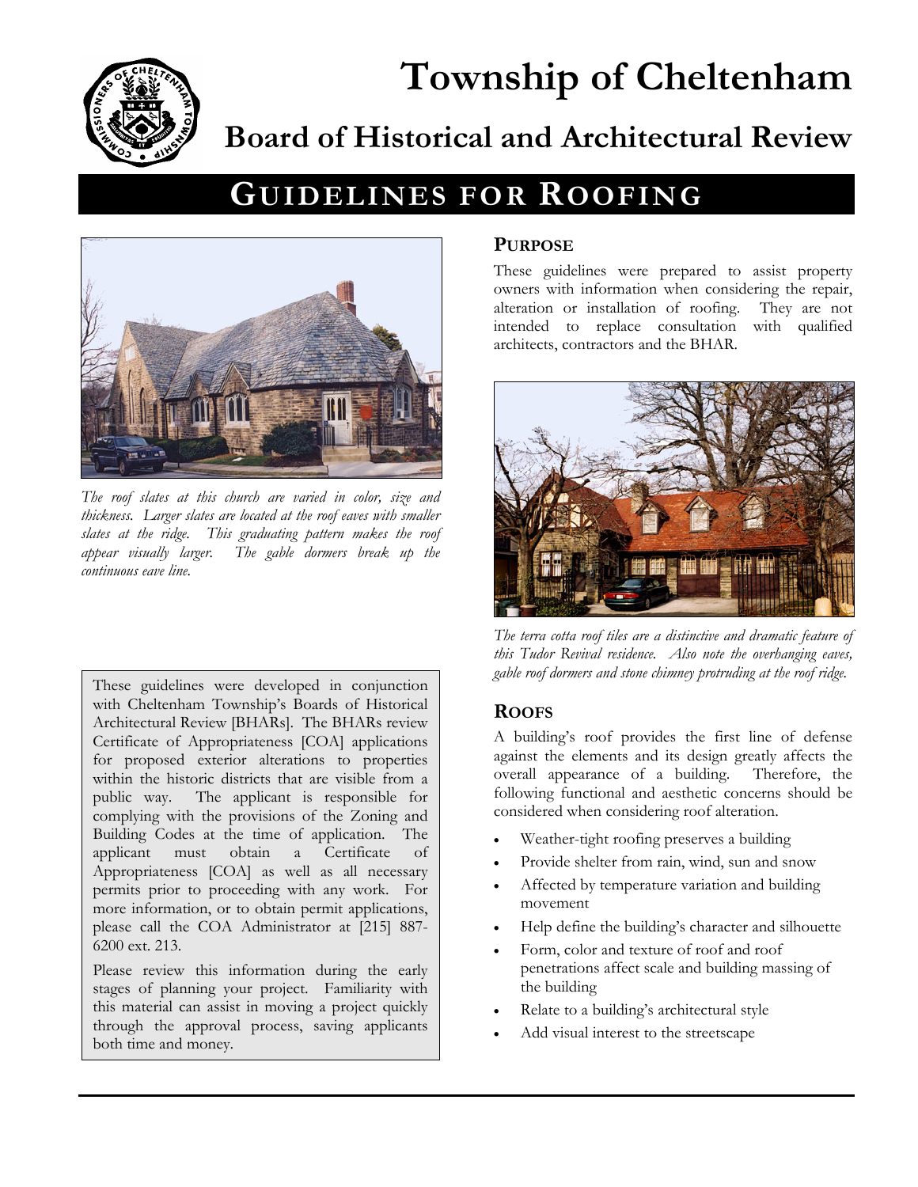# Township of Cheltenham

## Board of Historical and Architectural Review

# GUIDELINES FOR ROOFING

*The roof slates at this church are varied in color, size and thickness. Larger slates are located at the roof eaves with smaller slates at the ridge. This graduating pattern makes the roof appear visually larger. The gable dormers break up the continuous eave line.*

These guidelines were developed in conjunction with Cheltenham Township's Boards of Historical Architectural Review [BHARs]. The BHARs review Certificate of Appropriateness [COA] applications for proposed exterior alterations to properties within the historic districts that are visible from a public way. The applicant is responsible for complying with the provisions of the Zoning and Building Codes at the time of application. The applicant must obtain a Certificate of Appropriateness [COA] as well as all necessary permits prior to proceeding with any work. For more information, or to obtain permit applications, please call the COA Administrator at [215] 887-6200 ext. 213.

Please review this information during the early stages of planning your project. Familiarity with this material can assist in moving a project quickly through the approval process, saving applicants both time and money.

### PURPOSE

These guidelines were prepared to assist property owners with information when considering the repair, alteration or installation of roofing. They are not intended to replace consultation with qualified architects, contractors and the BHAR.

*The terra cotta roof tiles are a distinctive and dramatic feature of this Tudor Revival residence. Also note the overhanging eaves, gable roof dormers and stone chimney protruding at the roof ridge.*

### ROOFS

A building's roof provides the first line of defense against the elements and its design greatly affects the overall appearance of a building. Therefore, the following functional and aesthetic concerns should be considered when considering roof alteration.

- Weather-tight roofing preserves a building
- Provide shelter from rain, wind, sun and snow
- Affected by temperature variation and building movement
- Help define the building's character and silhouette
- Form, color and texture of roof and roof penetrations affect scale and building massing of the building
- Relate to a building's architectural style
- Add visual interest to the streetscape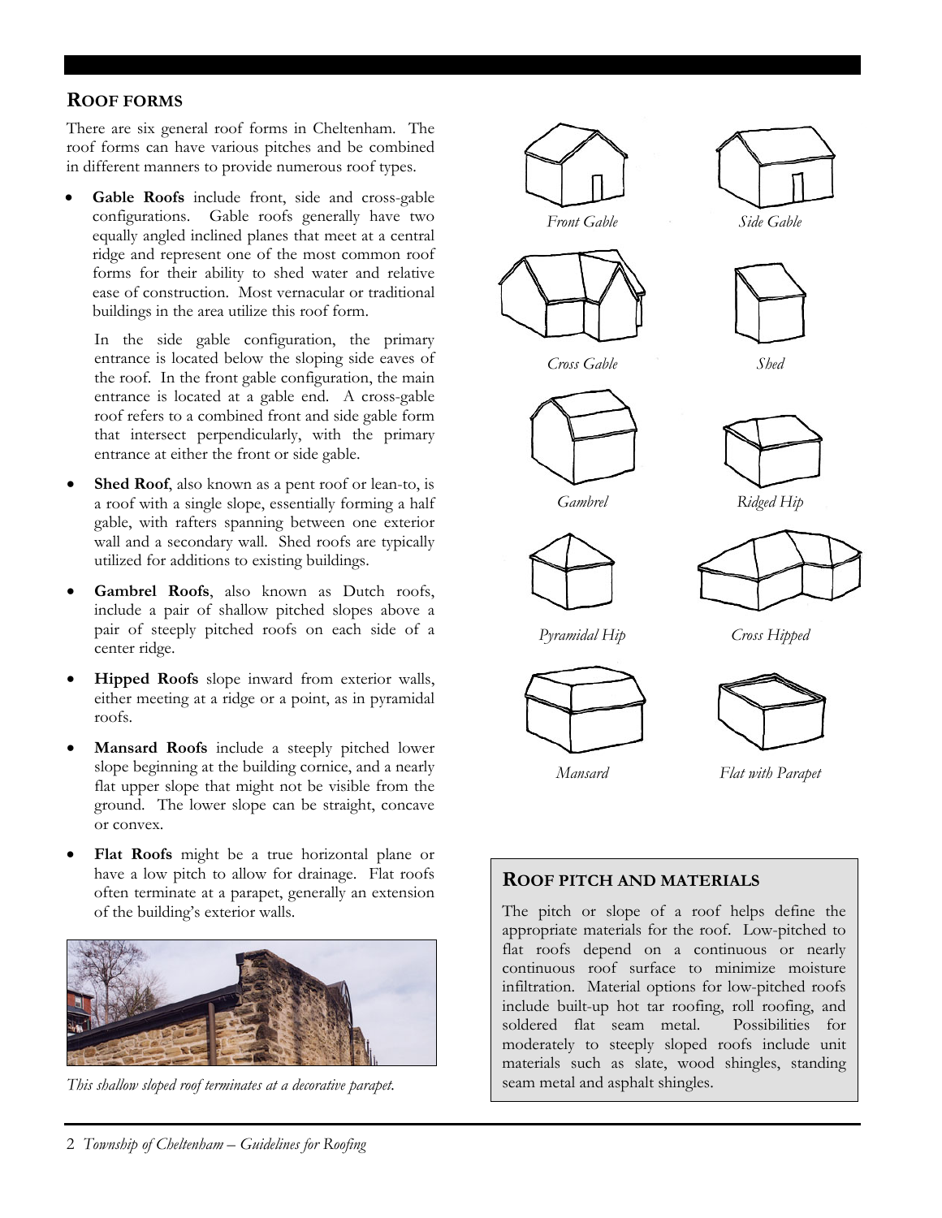## ROOF FORMS

There are six general roof forms in Cheltenham. The roof forms can have various pitches and be combined in different manners to provide numerous roof types.

- **Gable Roofs** include front, side and cross-gable configurations. Gable roofs generally have two equally angled inclined planes that meet at a central ridge and represent one of the most common roof forms for their ability to shed water and relative ease of construction. Most vernacular or traditional buildings in the area utilize this roof form.

  In the side gable configuration, the primary entrance is located below the sloping side eaves of the roof. In the front gable configuration, the main entrance is located at a gable end. A cross-gable roof refers to a combined front and side gable form that intersect perpendicularly, with the primary entrance at either the front or side gable.

- **Shed Roof**, also known as a pent roof or lean-to, is a roof with a single slope, essentially forming a half gable, with rafters spanning between one exterior wall and a secondary wall. Shed roofs are typically utilized for additions to existing buildings.

- **Gambrel Roofs**, also known as Dutch roofs, include a pair of shallow pitched slopes above a pair of steeply pitched roofs on each side of a center ridge.

- **Hipped Roofs** slope inward from exterior walls, either meeting at a ridge or a point, as in pyramidal roofs.

- **Mansard Roofs** include a steeply pitched lower slope beginning at the building cornice, and a nearly flat upper slope that might not be visible from the ground. The lower slope can be straight, concave or convex.

- **Flat Roofs** might be a true horizontal plane or have a low pitch to allow for drainage. Flat roofs often terminate at a parapet, generally an extension of the building's exterior walls.

*This shallow sloped roof terminates at a decorative parapet.*

*Front Gable*

*Side Gable*

*Cross Gable*

*Shed*

*Gambrel*

*Ridged Hip*

*Pyramidal Hip*

*Cross Hipped*

*Mansard*

*Flat with Parapet*

### ROOF PITCH AND MATERIALS

The pitch or slope of a roof helps define the appropriate materials for the roof. Low-pitched to flat roofs depend on a continuous or nearly continuous roof surface to minimize moisture infiltration. Material options for low-pitched roofs include built-up hot tar roofing, roll roofing, and soldered flat seam metal. Possibilities for moderately to steeply sloped roofs include unit materials such as slate, wood shingles, standing seam metal and asphalt shingles.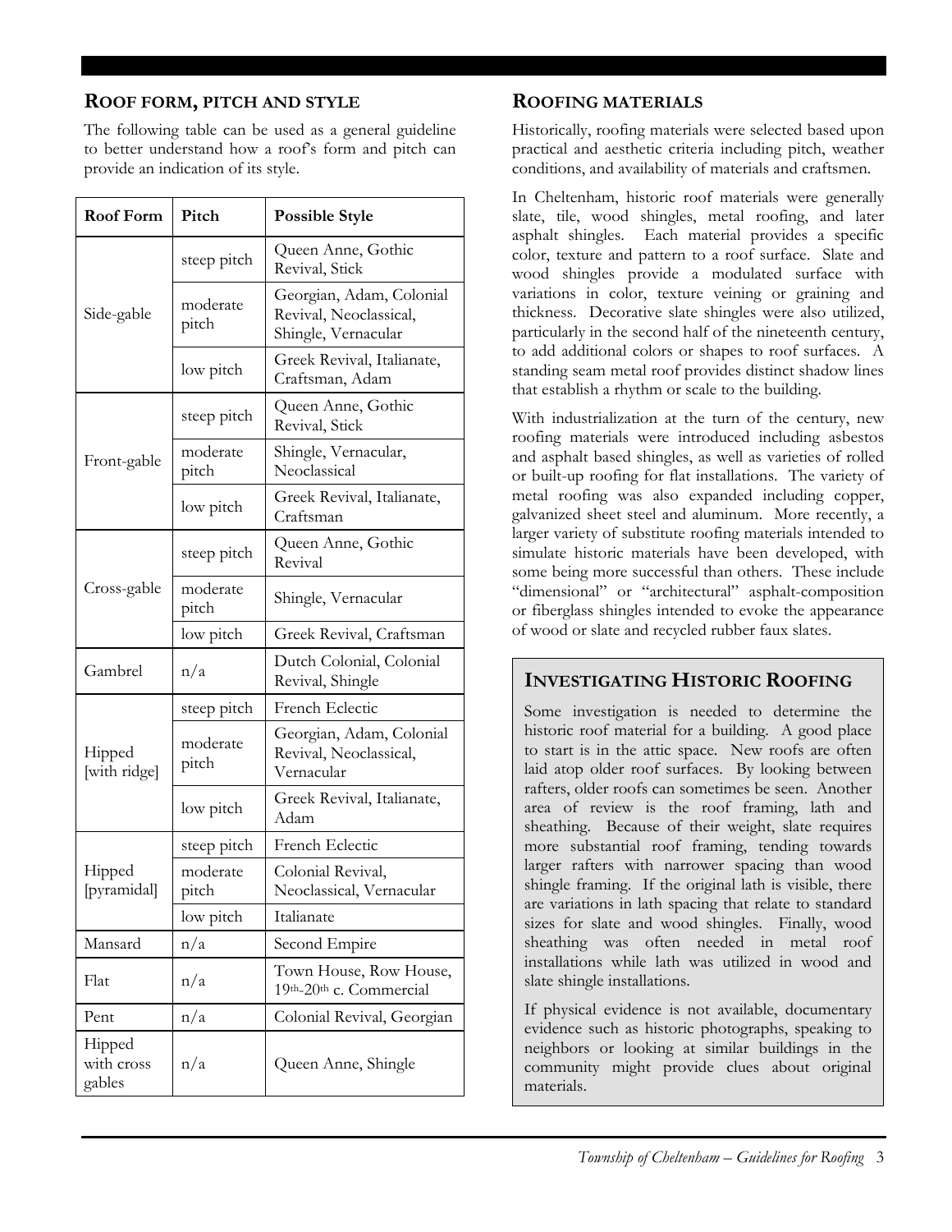## Roof form, pitch and style

The following table can be used as a general guideline to better understand how a roof's form and pitch can provide an indication of its style.

| Roof Form | Pitch | Possible Style |
|---|---|---|
| Side-gable | steep pitch | Queen Anne, Gothic Revival, Stick |
| | moderate pitch | Georgian, Adam, Colonial Revival, Neoclassical, Shingle, Vernacular |
| | low pitch | Greek Revival, Italianate, Craftsman, Adam |
| Front-gable | steep pitch | Queen Anne, Gothic Revival, Stick |
| | moderate pitch | Shingle, Vernacular, Neoclassical |
| | low pitch | Greek Revival, Italianate, Craftsman |
| Cross-gable | steep pitch | Queen Anne, Gothic Revival |
| | moderate pitch | Shingle, Vernacular |
| | low pitch | Greek Revival, Craftsman |
| Gambrel | n/a | Dutch Colonial, Colonial Revival, Shingle |
| Hipped [with ridge] | steep pitch | French Eclectic |
| | moderate pitch | Georgian, Adam, Colonial Revival, Neoclassical, Vernacular |
| | low pitch | Greek Revival, Italianate, Adam |
| Hipped [pyramidal] | steep pitch | French Eclectic |
| | moderate pitch | Colonial Revival, Neoclassical, Vernacular |
| | low pitch | Italianate |
| Mansard | n/a | Second Empire |
| Flat | n/a | Town House, Row House, 19th-20th c. Commercial |
| Pent | n/a | Colonial Revival, Georgian |
| Hipped with cross gables | n/a | Queen Anne, Shingle |

## Roofing materials

Historically, roofing materials were selected based upon practical and aesthetic criteria including pitch, weather conditions, and availability of materials and craftsmen.

In Cheltenham, historic roof materials were generally slate, tile, wood shingles, metal roofing, and later asphalt shingles. Each material provides a specific color, texture and pattern to a roof surface. Slate and wood shingles provide a modulated surface with variations in color, texture veining or graining and thickness. Decorative slate shingles were also utilized, particularly in the second half of the nineteenth century, to add additional colors or shapes to roof surfaces. A standing seam metal roof provides distinct shadow lines that establish a rhythm or scale to the building.

With industrialization at the turn of the century, new roofing materials were introduced including asbestos and asphalt based shingles, as well as varieties of rolled or built-up roofing for flat installations. The variety of metal roofing was also expanded including copper, galvanized sheet steel and aluminum. More recently, a larger variety of substitute roofing materials intended to simulate historic materials have been developed, with some being more successful than others. These include "dimensional" or "architectural" asphalt-composition or fiberglass shingles intended to evoke the appearance of wood or slate and recycled rubber faux slates.

### Investigating Historic Roofing

Some investigation is needed to determine the historic roof material for a building. A good place to start is in the attic space. New roofs are often laid atop older roof surfaces. By looking between rafters, older roofs can sometimes be seen. Another area of review is the roof framing, lath and sheathing. Because of their weight, slate requires more substantial roof framing, tending towards larger rafters with narrower spacing than wood shingle framing. If the original lath is visible, there are variations in lath spacing that relate to standard sizes for slate and wood shingles. Finally, wood sheathing was often needed in metal roof installations while lath was utilized in wood and slate shingle installations.

If physical evidence is not available, documentary evidence such as historic photographs, speaking to neighbors or looking at similar buildings in the community might provide clues about original materials.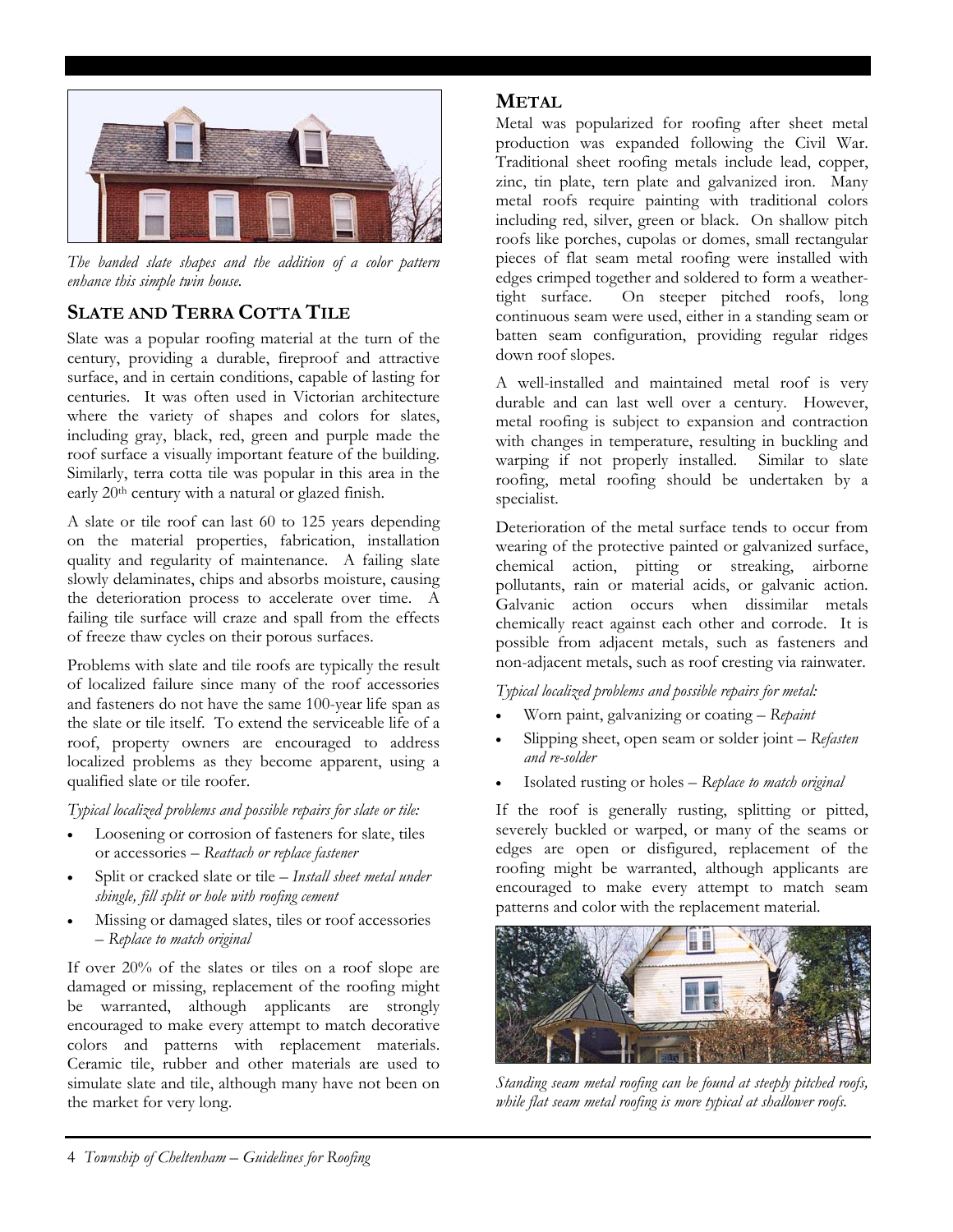*The banded slate shapes and the addition of a color pattern enhance this simple twin house.*

## Slate and Terra Cotta Tile

Slate was a popular roofing material at the turn of the century, providing a durable, fireproof and attractive surface, and in certain conditions, capable of lasting for centuries. It was often used in Victorian architecture where the variety of shapes and colors for slates, including gray, black, red, green and purple made the roof surface a visually important feature of the building. Similarly, terra cotta tile was popular in this area in the early 20th century with a natural or glazed finish.

A slate or tile roof can last 60 to 125 years depending on the material properties, fabrication, installation quality and regularity of maintenance. A failing slate slowly delaminates, chips and absorbs moisture, causing the deterioration process to accelerate over time. A failing tile surface will craze and spall from the effects of freeze thaw cycles on their porous surfaces.

Problems with slate and tile roofs are typically the result of localized failure since many of the roof accessories and fasteners do not have the same 100-year life span as the slate or tile itself. To extend the serviceable life of a roof, property owners are encouraged to address localized problems as they become apparent, using a qualified slate or tile roofer.

*Typical localized problems and possible repairs for slate or tile:*

- Loosening or corrosion of fasteners for slate, tiles or accessories – *Reattach or replace fastener*
- Split or cracked slate or tile – *Install sheet metal under shingle, fill split or hole with roofing cement*
- Missing or damaged slates, tiles or roof accessories – *Replace to match original*

If over 20% of the slates or tiles on a roof slope are damaged or missing, replacement of the roofing might be warranted, although applicants are strongly encouraged to make every attempt to match decorative colors and patterns with replacement materials. Ceramic tile, rubber and other materials are used to simulate slate and tile, although many have not been on the market for very long.

## Metal

Metal was popularized for roofing after sheet metal production was expanded following the Civil War. Traditional sheet roofing metals include lead, copper, zinc, tin plate, tern plate and galvanized iron. Many metal roofs require painting with traditional colors including red, silver, green or black. On shallow pitch roofs like porches, cupolas or domes, small rectangular pieces of flat seam metal roofing were installed with edges crimped together and soldered to form a weather-tight surface. On steeper pitched roofs, long continuous seam were used, either in a standing seam or batten seam configuration, providing regular ridges down roof slopes.

A well-installed and maintained metal roof is very durable and can last well over a century. However, metal roofing is subject to expansion and contraction with changes in temperature, resulting in buckling and warping if not properly installed. Similar to slate roofing, metal roofing should be undertaken by a specialist.

Deterioration of the metal surface tends to occur from wearing of the protective painted or galvanized surface, chemical action, pitting or streaking, airborne pollutants, rain or material acids, or galvanic action. Galvanic action occurs when dissimilar metals chemically react against each other and corrode. It is possible from adjacent metals, such as fasteners and non-adjacent metals, such as roof cresting via rainwater.

*Typical localized problems and possible repairs for metal:*

- Worn paint, galvanizing or coating – *Repaint*
- Slipping sheet, open seam or solder joint – *Refasten and re-solder*
- Isolated rusting or holes – *Replace to match original*

If the roof is generally rusting, splitting or pitted, severely buckled or warped, or many of the seams or edges are open or disfigured, replacement of the roofing might be warranted, although applicants are encouraged to make every attempt to match seam patterns and color with the replacement material.

*Standing seam metal roofing can be found at steeply pitched roofs, while flat seam metal roofing is more typical at shallower roofs.*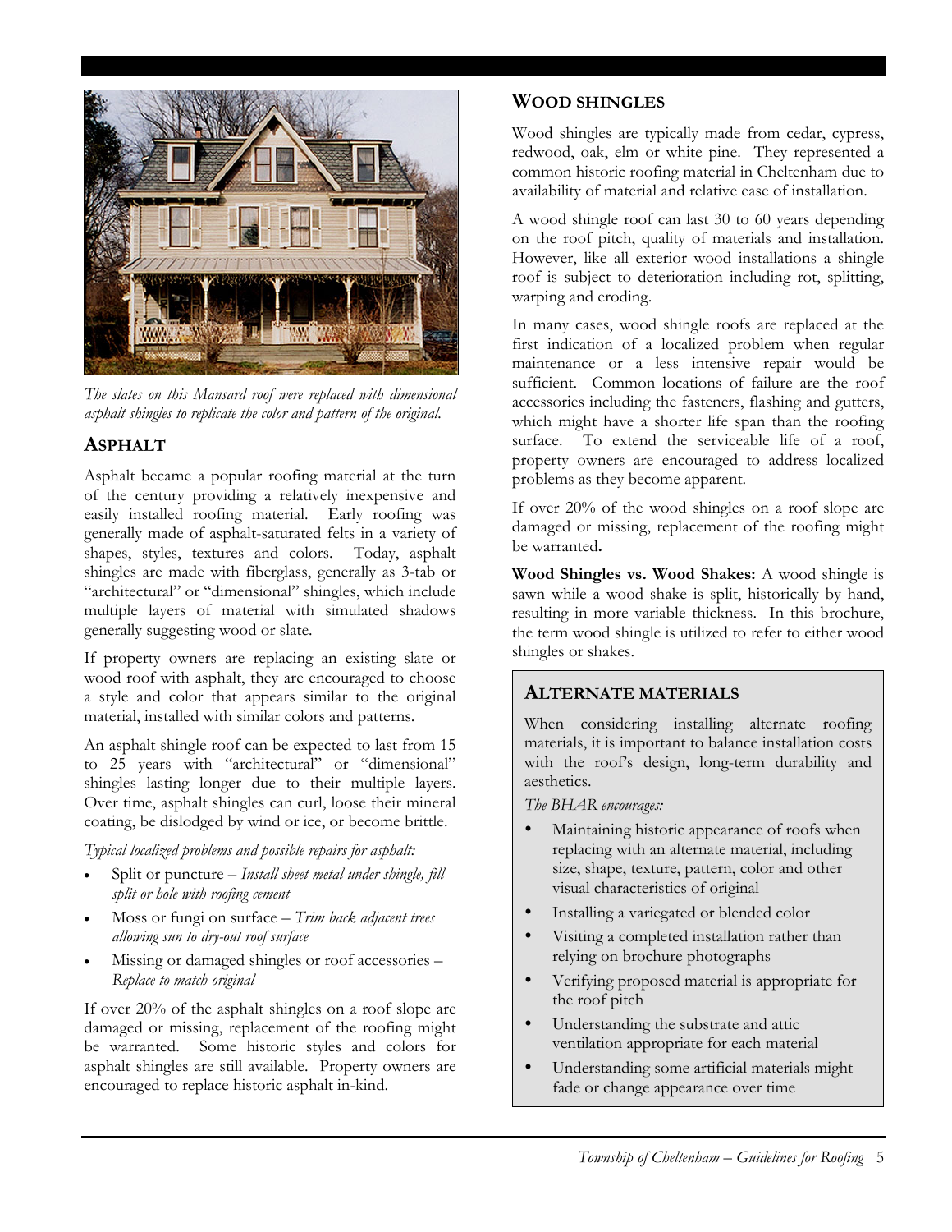*The slates on this Mansard roof were replaced with dimensional asphalt shingles to replicate the color and pattern of the original.*

## ASPHALT

Asphalt became a popular roofing material at the turn of the century providing a relatively inexpensive and easily installed roofing material. Early roofing was generally made of asphalt-saturated felts in a variety of shapes, styles, textures and colors. Today, asphalt shingles are made with fiberglass, generally as 3-tab or "architectural" or "dimensional" shingles, which include multiple layers of material with simulated shadows generally suggesting wood or slate.

If property owners are replacing an existing slate or wood roof with asphalt, they are encouraged to choose a style and color that appears similar to the original material, installed with similar colors and patterns.

An asphalt shingle roof can be expected to last from 15 to 25 years with "architectural" or "dimensional" shingles lasting longer due to their multiple layers. Over time, asphalt shingles can curl, loose their mineral coating, be dislodged by wind or ice, or become brittle.

*Typical localized problems and possible repairs for asphalt:*

- Split or puncture – *Install sheet metal under shingle, fill split or hole with roofing cement*
- Moss or fungi on surface – *Trim back adjacent trees allowing sun to dry-out roof surface*
- Missing or damaged shingles or roof accessories – *Replace to match original*

If over 20% of the asphalt shingles on a roof slope are damaged or missing, replacement of the roofing might be warranted. Some historic styles and colors for asphalt shingles are still available. Property owners are encouraged to replace historic asphalt in-kind.

## WOOD SHINGLES

Wood shingles are typically made from cedar, cypress, redwood, oak, elm or white pine. They represented a common historic roofing material in Cheltenham due to availability of material and relative ease of installation.

A wood shingle roof can last 30 to 60 years depending on the roof pitch, quality of materials and installation. However, like all exterior wood installations a shingle roof is subject to deterioration including rot, splitting, warping and eroding.

In many cases, wood shingle roofs are replaced at the first indication of a localized problem when regular maintenance or a less intensive repair would be sufficient. Common locations of failure are the roof accessories including the fasteners, flashing and gutters, which might have a shorter life span than the roofing surface. To extend the serviceable life of a roof, property owners are encouraged to address localized problems as they become apparent.

If over 20% of the wood shingles on a roof slope are damaged or missing, replacement of the roofing might be warranted.

**Wood Shingles vs. Wood Shakes:** A wood shingle is sawn while a wood shake is split, historically by hand, resulting in more variable thickness. In this brochure, the term wood shingle is utilized to refer to either wood shingles or shakes.

### ALTERNATE MATERIALS

When considering installing alternate roofing materials, it is important to balance installation costs with the roof's design, long-term durability and aesthetics.

*The BHAR encourages:*

- Maintaining historic appearance of roofs when replacing with an alternate material, including size, shape, texture, pattern, color and other visual characteristics of original
- Installing a variegated or blended color
- Visiting a completed installation rather than relying on brochure photographs
- Verifying proposed material is appropriate for the roof pitch
- Understanding the substrate and attic ventilation appropriate for each material
- Understanding some artificial materials might fade or change appearance over time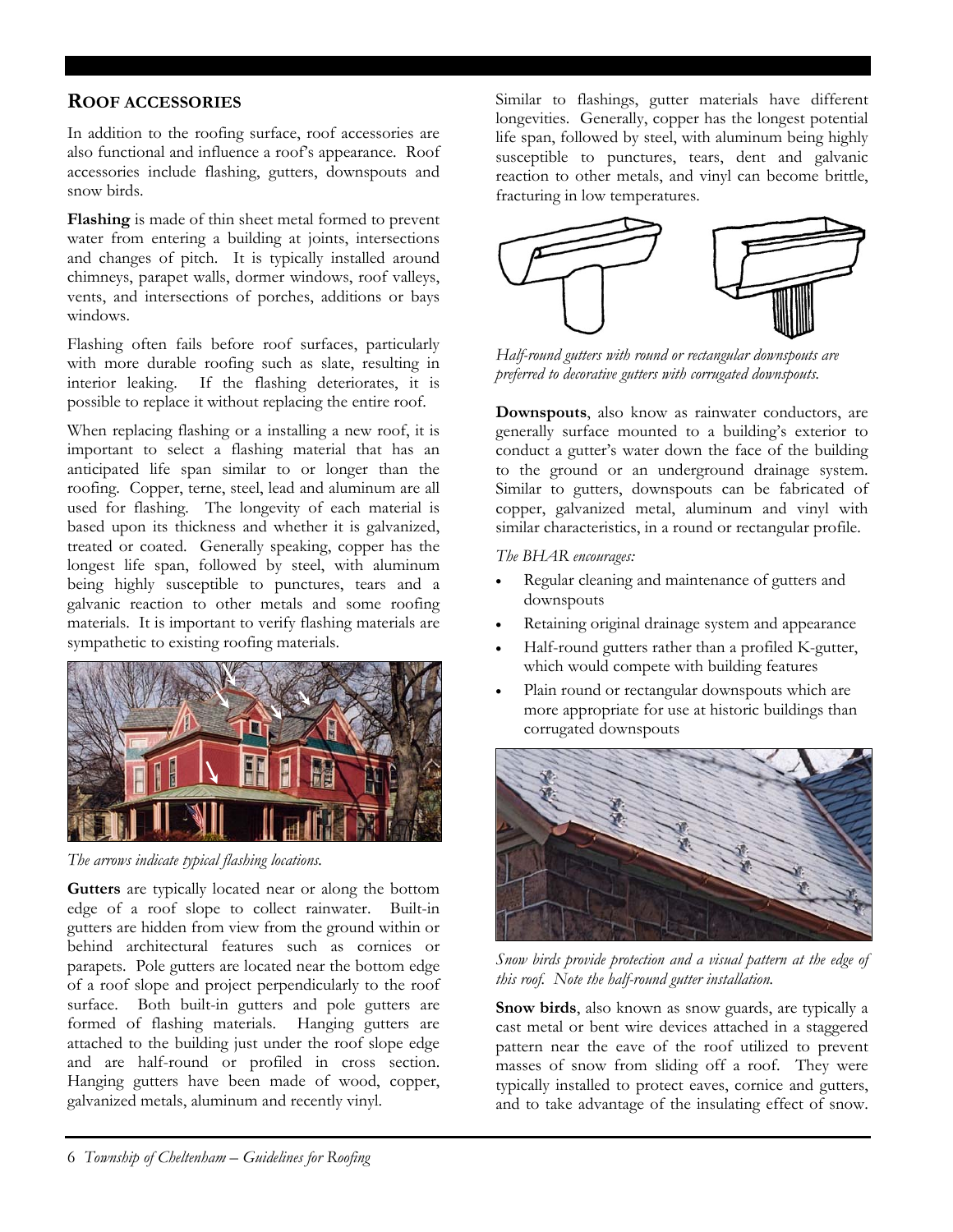## ROOF ACCESSORIES

In addition to the roofing surface, roof accessories are also functional and influence a roof's appearance. Roof accessories include flashing, gutters, downspouts and snow birds.

**Flashing** is made of thin sheet metal formed to prevent water from entering a building at joints, intersections and changes of pitch. It is typically installed around chimneys, parapet walls, dormer windows, roof valleys, vents, and intersections of porches, additions or bays windows.

Flashing often fails before roof surfaces, particularly with more durable roofing such as slate, resulting in interior leaking. If the flashing deteriorates, it is possible to replace it without replacing the entire roof.

When replacing flashing or a installing a new roof, it is important to select a flashing material that has an anticipated life span similar to or longer than the roofing. Copper, terne, steel, lead and aluminum are all used for flashing. The longevity of each material is based upon its thickness and whether it is galvanized, treated or coated. Generally speaking, copper has the longest life span, followed by steel, with aluminum being highly susceptible to punctures, tears and a galvanic reaction to other metals and some roofing materials. It is important to verify flashing materials are sympathetic to existing roofing materials.

*The arrows indicate typical flashing locations.*

**Gutters** are typically located near or along the bottom edge of a roof slope to collect rainwater. Built-in gutters are hidden from view from the ground within or behind architectural features such as cornices or parapets. Pole gutters are located near the bottom edge of a roof slope and project perpendicularly to the roof surface. Both built-in gutters and pole gutters are formed of flashing materials. Hanging gutters are attached to the building just under the roof slope edge and are half-round or profiled in cross section. Hanging gutters have been made of wood, copper, galvanized metals, aluminum and recently vinyl.

Similar to flashings, gutter materials have different longevities. Generally, copper has the longest potential life span, followed by steel, with aluminum being highly susceptible to punctures, tears, dent and galvanic reaction to other metals, and vinyl can become brittle, fracturing in low temperatures.

*Half-round gutters with round or rectangular downspouts are preferred to decorative gutters with corrugated downspouts.*

**Downspouts**, also know as rainwater conductors, are generally surface mounted to a building's exterior to conduct a gutter's water down the face of the building to the ground or an underground drainage system. Similar to gutters, downspouts can be fabricated of copper, galvanized metal, aluminum and vinyl with similar characteristics, in a round or rectangular profile.

*The BHAR encourages:*

- Regular cleaning and maintenance of gutters and downspouts
- Retaining original drainage system and appearance
- Half-round gutters rather than a profiled K-gutter, which would compete with building features
- Plain round or rectangular downspouts which are more appropriate for use at historic buildings than corrugated downspouts

*Snow birds provide protection and a visual pattern at the edge of this roof. Note the half-round gutter installation.*

**Snow birds**, also known as snow guards, are typically a cast metal or bent wire devices attached in a staggered pattern near the eave of the roof utilized to prevent masses of snow from sliding off a roof. They were typically installed to protect eaves, cornice and gutters, and to take advantage of the insulating effect of snow.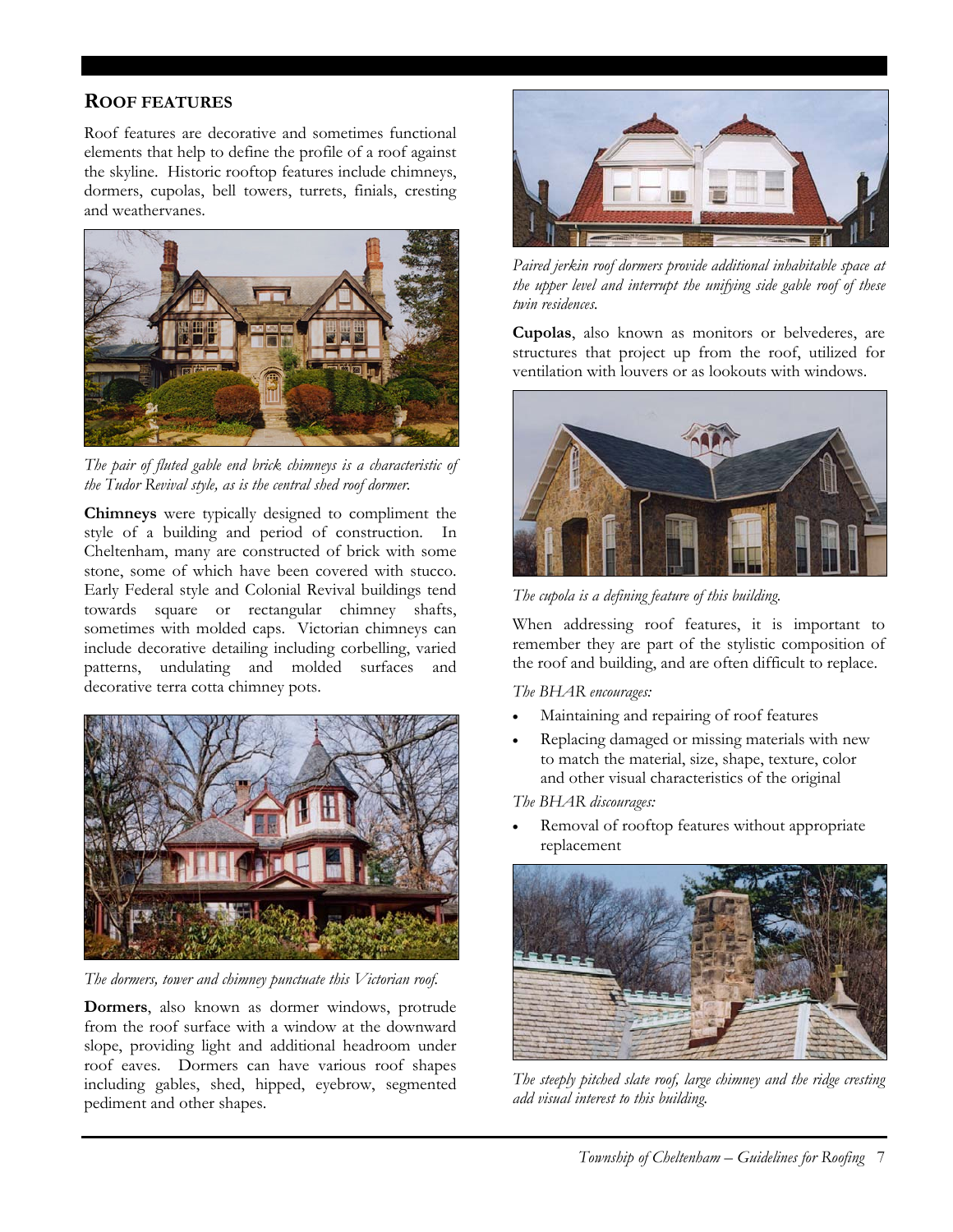## ROOF FEATURES

Roof features are decorative and sometimes functional elements that help to define the profile of a roof against the skyline. Historic rooftop features include chimneys, dormers, cupolas, bell towers, turrets, finials, cresting and weathervanes.

*The pair of fluted gable end brick chimneys is a characteristic of the Tudor Revival style, as is the central shed roof dormer.*

**Chimneys** were typically designed to compliment the style of a building and period of construction. In Cheltenham, many are constructed of brick with some stone, some of which have been covered with stucco. Early Federal style and Colonial Revival buildings tend towards square or rectangular chimney shafts, sometimes with molded caps. Victorian chimneys can include decorative detailing including corbelling, varied patterns, undulating and molded surfaces and decorative terra cotta chimney pots.

*The dormers, tower and chimney punctuate this Victorian roof.*

**Dormers**, also known as dormer windows, protrude from the roof surface with a window at the downward slope, providing light and additional headroom under roof eaves. Dormers can have various roof shapes including gables, shed, hipped, eyebrow, segmented pediment and other shapes.

*Paired jerkin roof dormers provide additional inhabitable space at the upper level and interrupt the unifying side gable roof of these twin residences.*

**Cupolas**, also known as monitors or belvederes, are structures that project up from the roof, utilized for ventilation with louvers or as lookouts with windows.

*The cupola is a defining feature of this building.*

When addressing roof features, it is important to remember they are part of the stylistic composition of the roof and building, and are often difficult to replace.

*The BHAR encourages:*

- Maintaining and repairing of roof features
- Replacing damaged or missing materials with new to match the material, size, shape, texture, color and other visual characteristics of the original

*The BHAR discourages:*

- Removal of rooftop features without appropriate replacement

*The steeply pitched slate roof, large chimney and the ridge cresting add visual interest to this building.*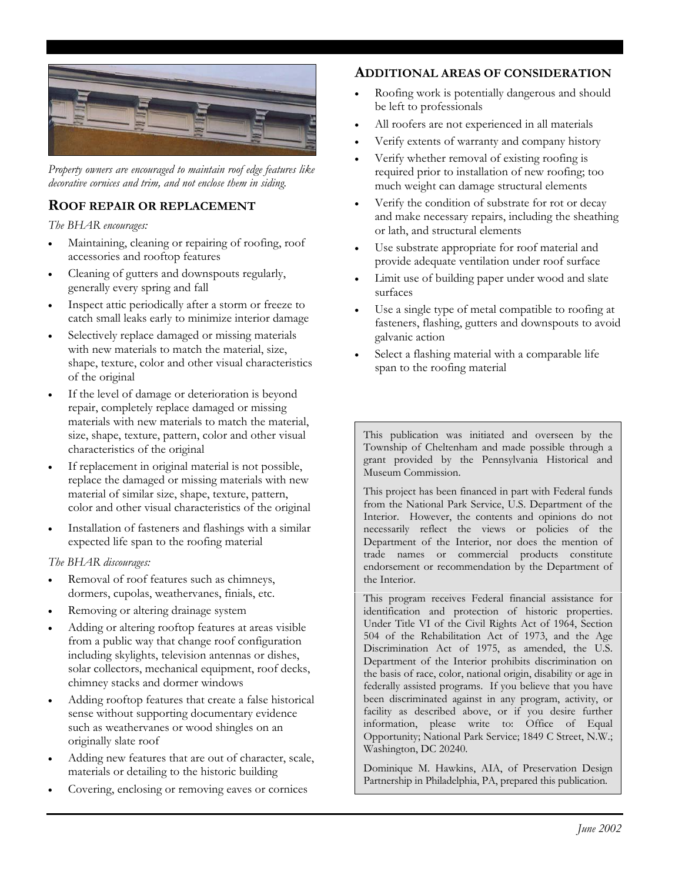*Property owners are encouraged to maintain roof edge features like decorative cornices and trim, and not enclose them in siding.*

## ROOF REPAIR OR REPLACEMENT

*The BHAR encourages:*

- Maintaining, cleaning or repairing of roofing, roof accessories and rooftop features
- Cleaning of gutters and downspouts regularly, generally every spring and fall
- Inspect attic periodically after a storm or freeze to catch small leaks early to minimize interior damage
- Selectively replace damaged or missing materials with new materials to match the material, size, shape, texture, color and other visual characteristics of the original
- If the level of damage or deterioration is beyond repair, completely replace damaged or missing materials with new materials to match the material, size, shape, texture, pattern, color and other visual characteristics of the original
- If replacement in original material is not possible, replace the damaged or missing materials with new material of similar size, shape, texture, pattern, color and other visual characteristics of the original
- Installation of fasteners and flashings with a similar expected life span to the roofing material

*The BHAR discourages:*

- Removal of roof features such as chimneys, dormers, cupolas, weathervanes, finials, etc.
- Removing or altering drainage system
- Adding or altering rooftop features at areas visible from a public way that change roof configuration including skylights, television antennas or dishes, solar collectors, mechanical equipment, roof decks, chimney stacks and dormer windows
- Adding rooftop features that create a false historical sense without supporting documentary evidence such as weathervanes or wood shingles on an originally slate roof
- Adding new features that are out of character, scale, materials or detailing to the historic building
- Covering, enclosing or removing eaves or cornices

## ADDITIONAL AREAS OF CONSIDERATION

- Roofing work is potentially dangerous and should be left to professionals
- All roofers are not experienced in all materials
- Verify extents of warranty and company history
- Verify whether removal of existing roofing is required prior to installation of new roofing; too much weight can damage structural elements
- Verify the condition of substrate for rot or decay and make necessary repairs, including the sheathing or lath, and structural elements
- Use substrate appropriate for roof material and provide adequate ventilation under roof surface
- Limit use of building paper under wood and slate surfaces
- Use a single type of metal compatible to roofing at fasteners, flashing, gutters and downspouts to avoid galvanic action
- Select a flashing material with a comparable life span to the roofing material

This publication was initiated and overseen by the Township of Cheltenham and made possible through a grant provided by the Pennsylvania Historical and Museum Commission.

This project has been financed in part with Federal funds from the National Park Service, U.S. Department of the Interior. However, the contents and opinions do not necessarily reflect the views or policies of the Department of the Interior, nor does the mention of trade names or commercial products constitute endorsement or recommendation by the Department of the Interior.

This program receives Federal financial assistance for identification and protection of historic properties. Under Title VI of the Civil Rights Act of 1964, Section 504 of the Rehabilitation Act of 1973, and the Age Discrimination Act of 1975, as amended, the U.S. Department of the Interior prohibits discrimination on the basis of race, color, national origin, disability or age in federally assisted programs. If you believe that you have been discriminated against in any program, activity, or facility as described above, or if you desire further information, please write to: Office of Equal Opportunity; National Park Service; 1849 C Street, N.W.; Washington, DC 20240.

Dominique M. Hawkins, AIA, of Preservation Design Partnership in Philadelphia, PA, prepared this publication.

*June 2002*